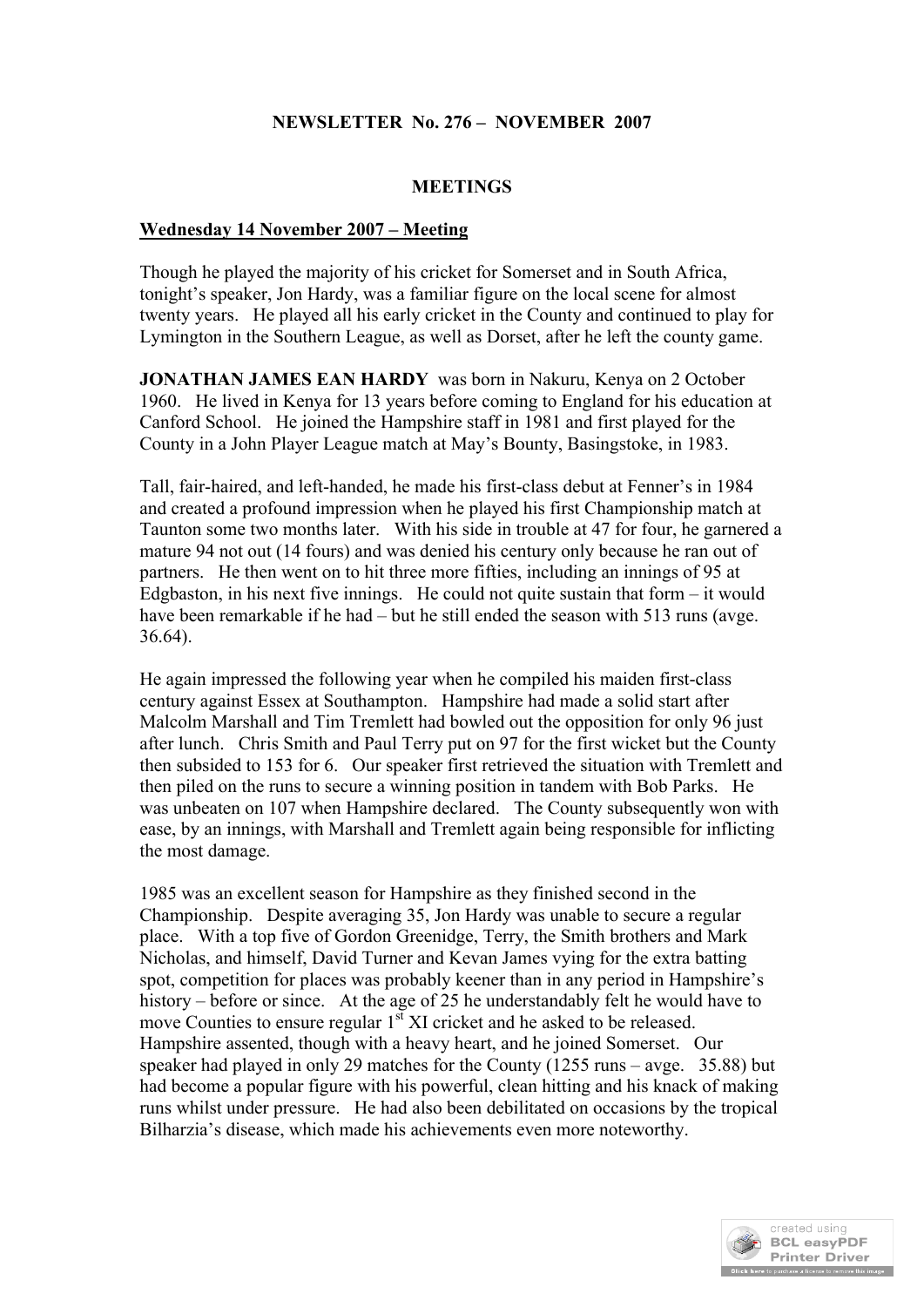## NEWSLETTER No. 276 – NOVEMBER 2007

## MEETINGS

### Wednesday 14 November 2007 – Meeting

Though he played the majority of his cricket for Somerset and in South Africa, tonight's speaker, Jon Hardy, was a familiar figure on the local scene for almost twenty years. He played all his early cricket in the County and continued to play for Lymington in the Southern League, as well as Dorset, after he left the county game.

**JONATHAN JAMES EAN HARDY** was born in Nakuru, Kenya on 2 October 1960. He lived in Kenya for 13 years before coming to England for his education at Canford School. He joined the Hampshire staff in 1981 and first played for the County in a John Player League match at May's Bounty, Basingstoke, in 1983.

Tall, fair-haired, and left-handed, he made his first-class debut at Fenner's in 1984 and created a profound impression when he played his first Championship match at Taunton some two months later. With his side in trouble at 47 for four, he garnered a mature 94 not out (14 fours) and was denied his century only because he ran out of partners. He then went on to hit three more fifties, including an innings of 95 at Edgbaston, in his next five innings. He could not quite sustain that form – it would have been remarkable if he had – but he still ended the season with 513 runs (avge. 36.64).

He again impressed the following year when he compiled his maiden first-class century against Essex at Southampton. Hampshire had made a solid start after Malcolm Marshall and Tim Tremlett had bowled out the opposition for only 96 just after lunch. Chris Smith and Paul Terry put on 97 for the first wicket but the County then subsided to 153 for 6. Our speaker first retrieved the situation with Tremlett and then piled on the runs to secure a winning position in tandem with Bob Parks. He was unbeaten on 107 when Hampshire declared. The County subsequently won with ease, by an innings, with Marshall and Tremlett again being responsible for inflicting the most damage.

1985 was an excellent season for Hampshire as they finished second in the Championship. Despite averaging 35, Jon Hardy was unable to secure a regular place. With a top five of Gordon Greenidge, Terry, the Smith brothers and Mark Nicholas, and himself, David Turner and Kevan James vying for the extra batting spot, competition for places was probably keener than in any period in Hampshire's history – before or since. At the age of 25 he understandably felt he would have to move Counties to ensure regular 1st XI cricket and he asked to be released. Hampshire assented, though with a heavy heart, and he joined Somerset. Our speaker had played in only 29 matches for the County (1255 runs – avge. 35.88) but had become a popular figure with his powerful, clean hitting and his knack of making runs whilst under pressure. He had also been debilitated on occasions by the tropical Bilharzia's disease, which made his achievements even more noteworthy.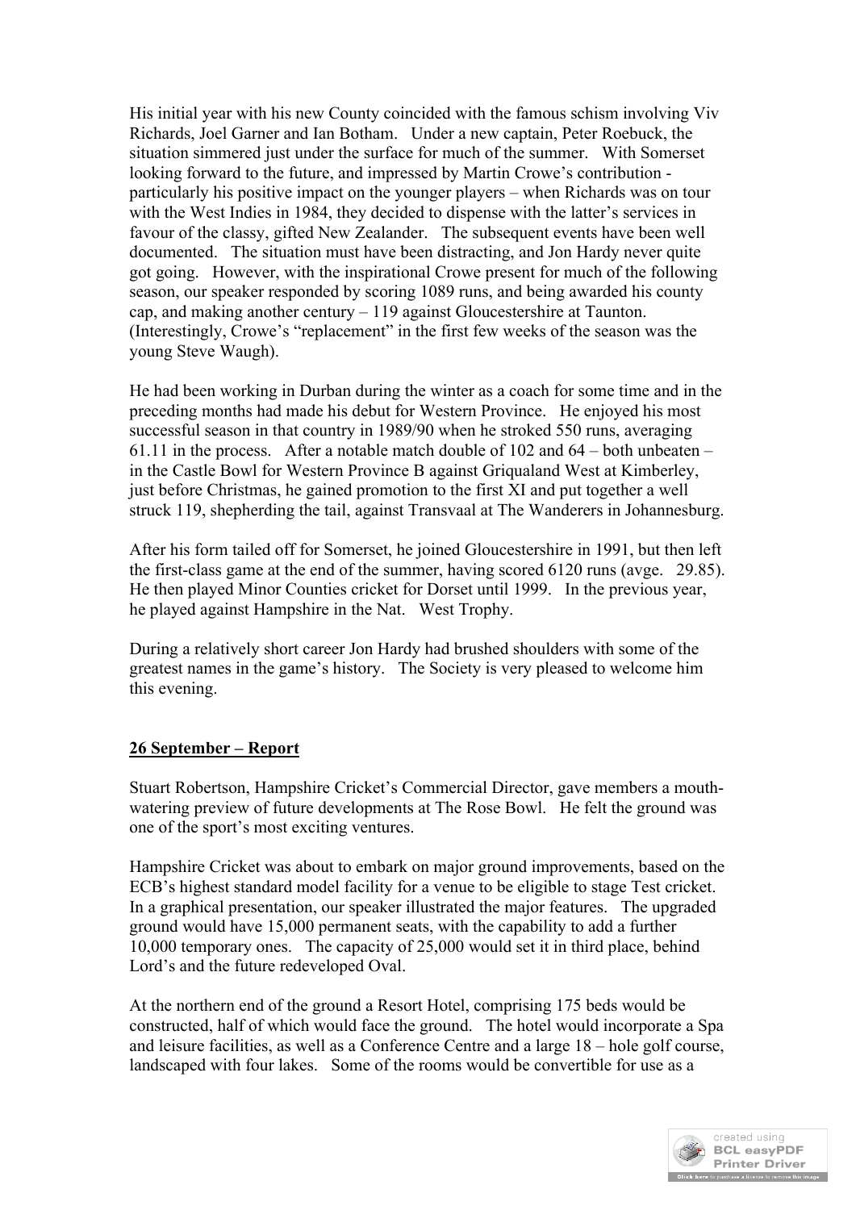His initial year with his new County coincided with the famous schism involving Viv Richards, Joel Garner and Ian Botham. Under a new captain, Peter Roebuck, the situation simmered just under the surface for much of the summer. With Somerset looking forward to the future, and impressed by Martin Crowe's contribution - particularly his positive impact on the younger players – when Richards was on tour with the West Indies in 1984, they decided to dispense with the latter's services in favour of the classy, gifted New Zealander. The subsequent events have been well documented. The situation must have been distracting, and Jon Hardy never quite got going. However, with the inspirational Crowe present for much of the following season, our speaker responded by scoring 1089 runs, and being awarded his county cap, and making another century – 119 against Gloucestershire at Taunton. (Interestingly, Crowe's "replacement" in the first few weeks of the season was the young Steve Waugh).

He had been working in Durban during the winter as a coach for some time and in the preceding months had made his debut for Western Province. He enjoyed his most successful season in that country in 1989/90 when he stroked 550 runs, averaging 61.11 in the process. After a notable match double of 102 and 64 – both unbeaten – in the Castle Bowl for Western Province B against Griqualand West at Kimberley, just before Christmas, he gained promotion to the first XI and put together a well struck 119, shepherding the tail, against Transvaal at The Wanderers in Johannesburg.

After his form tailed off for Somerset, he joined Gloucestershire in 1991, but then left the first-class game at the end of the summer, having scored 6120 runs (avge. 29.85). He then played Minor Counties cricket for Dorset until 1999. In the previous year, he played against Hampshire in the Nat. West Trophy.

During a relatively short career Jon Hardy had brushed shoulders with some of the greatest names in the game's history. The Society is very pleased to welcome him this evening.

## 26 September – Report

Stuart Robertson, Hampshire Cricket's Commercial Director, gave members a mouth-watering preview of future developments at The Rose Bowl. He felt the ground was one of the sport's most exciting ventures.

Hampshire Cricket was about to embark on major ground improvements, based on the ECB's highest standard model facility for a venue to be eligible to stage Test cricket. In a graphical presentation, our speaker illustrated the major features. The upgraded ground would have 15,000 permanent seats, with the capability to add a further 10,000 temporary ones. The capacity of 25,000 would set it in third place, behind Lord's and the future redeveloped Oval.

At the northern end of the ground a Resort Hotel, comprising 175 beds would be constructed, half of which would face the ground. The hotel would incorporate a Spa and leisure facilities, as well as a Conference Centre and a large 18 – hole golf course, landscaped with four lakes. Some of the rooms would be convertible for use as a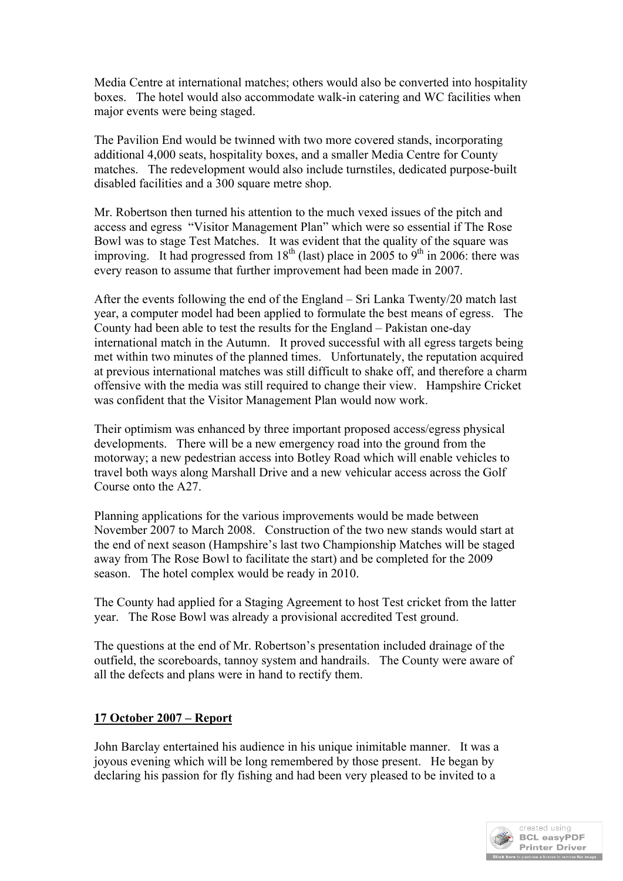Media Centre at international matches; others would also be converted into hospitality boxes. The hotel would also accommodate walk-in catering and WC facilities when major events were being staged.

The Pavilion End would be twinned with two more covered stands, incorporating additional 4,000 seats, hospitality boxes, and a smaller Media Centre for County matches. The redevelopment would also include turnstiles, dedicated purpose-built disabled facilities and a 300 square metre shop.

Mr. Robertson then turned his attention to the much vexed issues of the pitch and access and egress "Visitor Management Plan" which were so essential if The Rose Bowl was to stage Test Matches. It was evident that the quality of the square was improving. It had progressed from 18th (last) place in 2005 to 9th in 2006: there was every reason to assume that further improvement had been made in 2007.

After the events following the end of the England – Sri Lanka Twenty/20 match last year, a computer model had been applied to formulate the best means of egress. The County had been able to test the results for the England – Pakistan one-day international match in the Autumn. It proved successful with all egress targets being met within two minutes of the planned times. Unfortunately, the reputation acquired at previous international matches was still difficult to shake off, and therefore a charm offensive with the media was still required to change their view. Hampshire Cricket was confident that the Visitor Management Plan would now work.

Their optimism was enhanced by three important proposed access/egress physical developments. There will be a new emergency road into the ground from the motorway; a new pedestrian access into Botley Road which will enable vehicles to travel both ways along Marshall Drive and a new vehicular access across the Golf Course onto the A27.

Planning applications for the various improvements would be made between November 2007 to March 2008. Construction of the two new stands would start at the end of next season (Hampshire's last two Championship Matches will be staged away from The Rose Bowl to facilitate the start) and be completed for the 2009 season. The hotel complex would be ready in 2010.

The County had applied for a Staging Agreement to host Test cricket from the latter year. The Rose Bowl was already a provisional accredited Test ground.

The questions at the end of Mr. Robertson's presentation included drainage of the outfield, the scoreboards, tannoy system and handrails. The County were aware of all the defects and plans were in hand to rectify them.

**17 October 2007 – Report**

John Barclay entertained his audience in his unique inimitable manner. It was a joyous evening which will be long remembered by those present. He began by declaring his passion for fly fishing and had been very pleased to be invited to a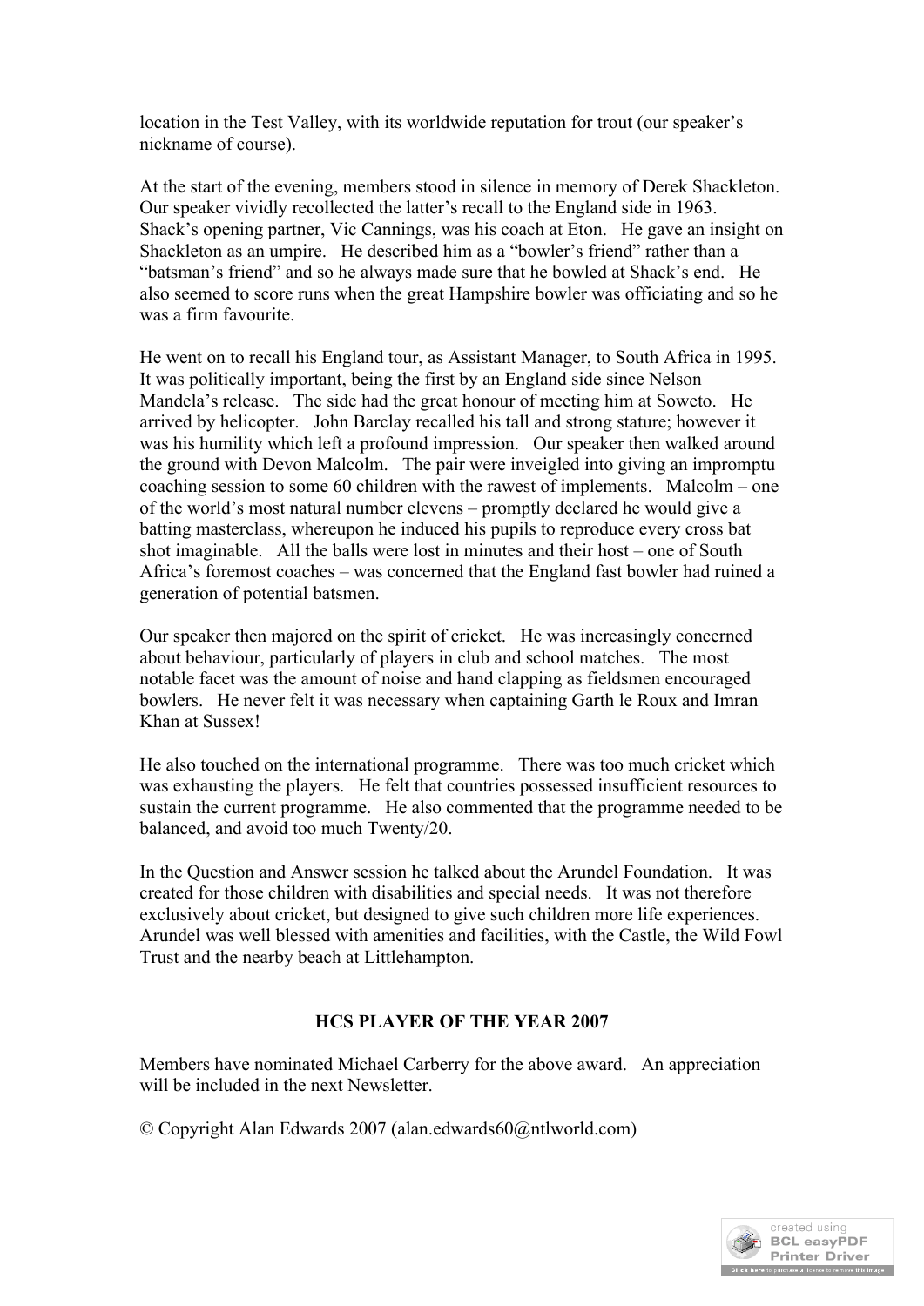location in the Test Valley, with its worldwide reputation for trout (our speaker's nickname of course).

At the start of the evening, members stood in silence in memory of Derek Shackleton. Our speaker vividly recollected the latter's recall to the England side in 1963. Shack's opening partner, Vic Cannings, was his coach at Eton. He gave an insight on Shackleton as an umpire. He described him as a "bowler's friend" rather than a "batsman's friend" and so he always made sure that he bowled at Shack's end. He also seemed to score runs when the great Hampshire bowler was officiating and so he was a firm favourite.

He went on to recall his England tour, as Assistant Manager, to South Africa in 1995. It was politically important, being the first by an England side since Nelson Mandela's release. The side had the great honour of meeting him at Soweto. He arrived by helicopter. John Barclay recalled his tall and strong stature; however it was his humility which left a profound impression. Our speaker then walked around the ground with Devon Malcolm. The pair were inveigled into giving an impromptu coaching session to some 60 children with the rawest of implements. Malcolm – one of the world's most natural number elevens – promptly declared he would give a batting masterclass, whereupon he induced his pupils to reproduce every cross bat shot imaginable. All the balls were lost in minutes and their host – one of South Africa's foremost coaches – was concerned that the England fast bowler had ruined a generation of potential batsmen.

Our speaker then majored on the spirit of cricket. He was increasingly concerned about behaviour, particularly of players in club and school matches. The most notable facet was the amount of noise and hand clapping as fieldsmen encouraged bowlers. He never felt it was necessary when captaining Garth le Roux and Imran Khan at Sussex!

He also touched on the international programme. There was too much cricket which was exhausting the players. He felt that countries possessed insufficient resources to sustain the current programme. He also commented that the programme needed to be balanced, and avoid too much Twenty/20.

In the Question and Answer session he talked about the Arundel Foundation. It was created for those children with disabilities and special needs. It was not therefore exclusively about cricket, but designed to give such children more life experiences. Arundel was well blessed with amenities and facilities, with the Castle, the Wild Fowl Trust and the nearby beach at Littlehampton.

## HCS PLAYER OF THE YEAR 2007

Members have nominated Michael Carberry for the above award. An appreciation will be included in the next Newsletter.

© Copyright Alan Edwards 2007 (alan.edwards60@ntlworld.com)